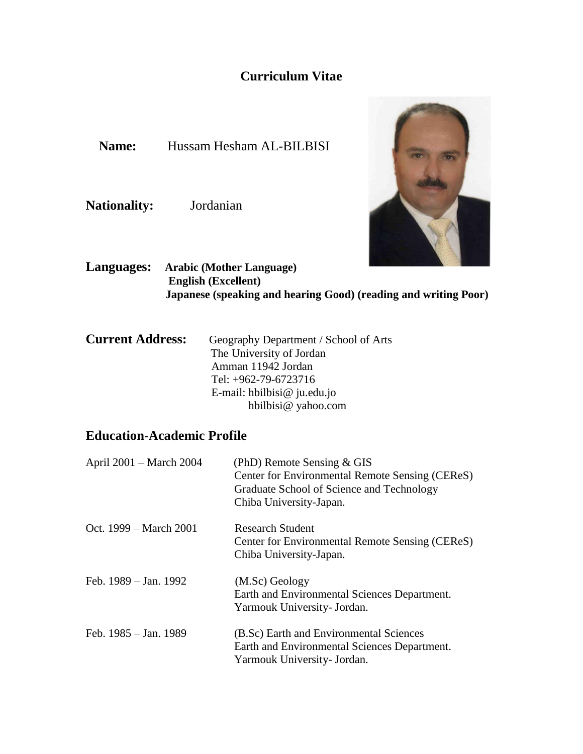# Curriculum Vitae

**Name:** Hussam Hesham AL-BILBISI

**Nationality:** Jordanian

**Languages:** **Arabic (Mother Language)**
**English (Excellent)**
**Japanese (speaking and hearing Good) (reading and writing Poor)**

**Current Address:** Geography Department / School of Arts
The University of Jordan
Amman 11942 Jordan
Tel: +962-79-6723716
E-mail: hbilbisi@ ju.edu.jo
hbilbisi@ yahoo.com

## Education-Academic Profile

April 2001 – March 2004 (PhD) Remote Sensing & GIS
Center for Environmental Remote Sensing (CEReS)
Graduate School of Science and Technology
Chiba University-Japan.

Oct. 1999 – March 2001 Research Student
Center for Environmental Remote Sensing (CEReS)
Chiba University-Japan.

Feb. 1989 – Jan. 1992 (M.Sc) Geology
Earth and Environmental Sciences Department.
Yarmouk University- Jordan.

Feb. 1985 – Jan. 1989 (B.Sc) Earth and Environmental Sciences
Earth and Environmental Sciences Department.
Yarmouk University- Jordan.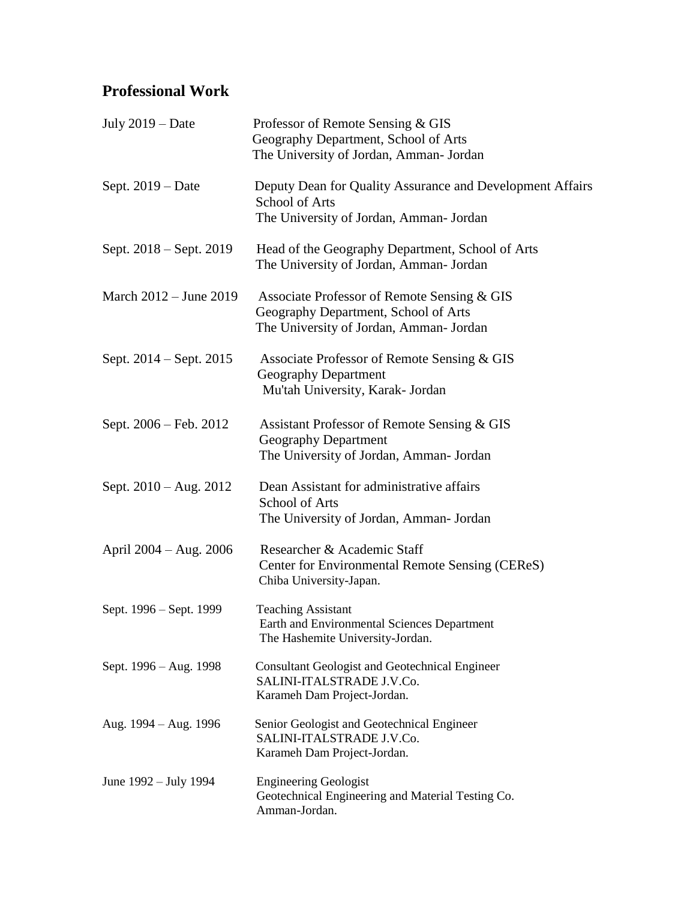## Professional Work

| | |
|---|---|
| July 2019 – Date | Professor of Remote Sensing & GIS<br>Geography Department, School of Arts<br>The University of Jordan, Amman- Jordan |
| Sept. 2019 – Date | Deputy Dean for Quality Assurance and Development Affairs<br>School of Arts<br>The University of Jordan, Amman- Jordan |
| Sept. 2018 – Sept. 2019 | Head of the Geography Department, School of Arts<br>The University of Jordan, Amman- Jordan |
| March 2012 – June 2019 | Associate Professor of Remote Sensing & GIS<br>Geography Department, School of Arts<br>The University of Jordan, Amman- Jordan |
| Sept. 2014 – Sept. 2015 | Associate Professor of Remote Sensing & GIS<br>Geography Department<br>Mu'tah University, Karak- Jordan |
| Sept. 2006 – Feb. 2012 | Assistant Professor of Remote Sensing & GIS<br>Geography Department<br>The University of Jordan, Amman- Jordan |
| Sept. 2010 – Aug. 2012 | Dean Assistant for administrative affairs<br>School of Arts<br>The University of Jordan, Amman- Jordan |
| April 2004 – Aug. 2006 | Researcher & Academic Staff<br>Center for Environmental Remote Sensing (CEReS)<br>Chiba University-Japan. |
| Sept. 1996 – Sept. 1999 | Teaching Assistant<br>Earth and Environmental Sciences Department<br>The Hashemite University-Jordan. |
| Sept. 1996 – Aug. 1998 | Consultant Geologist and Geotechnical Engineer<br>SALINI-ITALSTRADE J.V.Co.<br>Karameh Dam Project-Jordan. |
| Aug. 1994 – Aug. 1996 | Senior Geologist and Geotechnical Engineer<br>SALINI-ITALSTRADE J.V.Co.<br>Karameh Dam Project-Jordan. |
| June 1992 – July 1994 | Engineering Geologist<br>Geotechnical Engineering and Material Testing Co.<br>Amman-Jordan. |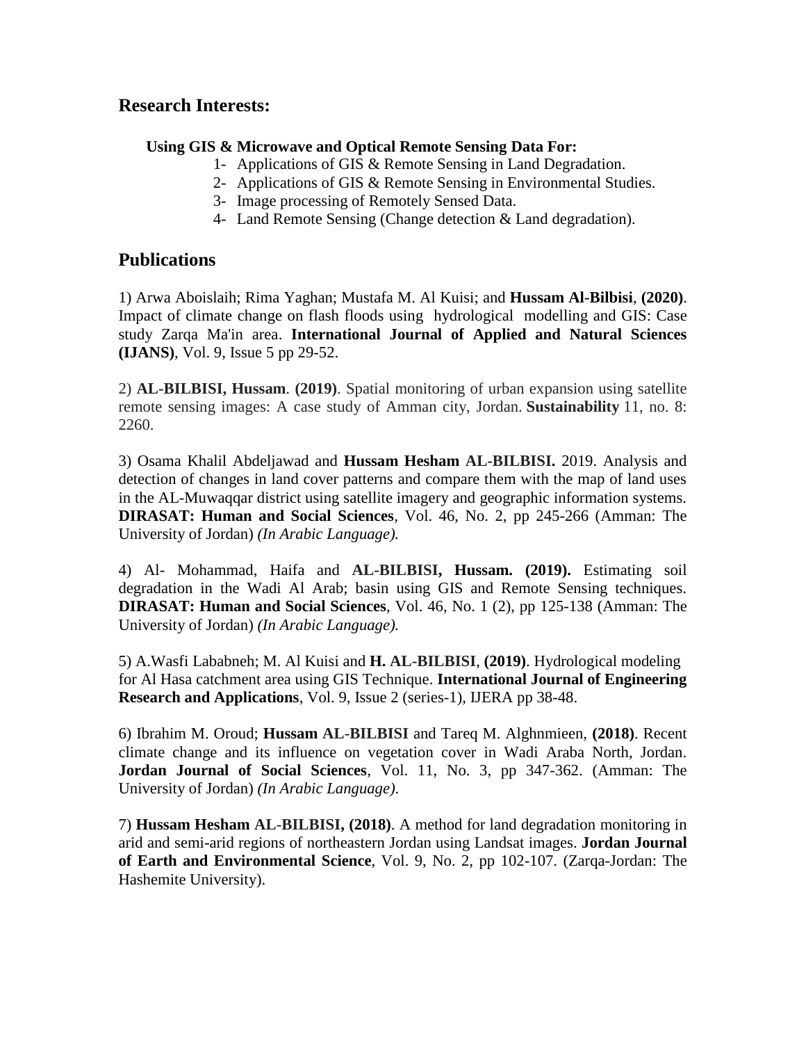## Research Interests:

**Using GIS & Microwave and Optical Remote Sensing Data For:**

1- Applications of GIS & Remote Sensing in Land Degradation.
2- Applications of GIS & Remote Sensing in Environmental Studies.
3- Image processing of Remotely Sensed Data.
4- Land Remote Sensing (Change detection & Land degradation).

## Publications

1) Arwa Aboislaih; Rima Yaghan; Mustafa M. Al Kuisi; and **Hussam Al-Bilbisi**, **(2020)**. Impact of climate change on flash floods using hydrological modelling and GIS: Case study Zarqa Ma'in area. **International Journal of Applied and Natural Sciences (IJANS)**, Vol. 9, Issue 5 pp 29-52.

2) **AL-BILBISI, Hussam**. **(2019)**. Spatial monitoring of urban expansion using satellite remote sensing images: A case study of Amman city, Jordan. **Sustainability** 11, no. 8: 2260.

3) Osama Khalil Abdeljawad and **Hussam Hesham AL-BILBISI.** 2019. Analysis and detection of changes in land cover patterns and compare them with the map of land uses in the AL-Muwaqqar district using satellite imagery and geographic information systems. **DIRASAT: Human and Social Sciences**, Vol. 46, No. 2, pp 245-266 (Amman: The University of Jordan) *(In Arabic Language).*

4) Al- Mohammad, Haifa and **AL-BILBISI, Hussam. (2019).** Estimating soil degradation in the Wadi Al Arab; basin using GIS and Remote Sensing techniques. **DIRASAT: Human and Social Sciences**, Vol. 46, No. 1 (2), pp 125-138 (Amman: The University of Jordan) *(In Arabic Language).*

5) A.Wasfi Lababneh; M. Al Kuisi and **H. AL-BILBISI**, **(2019)**. Hydrological modeling for Al Hasa catchment area using GIS Technique. **International Journal of Engineering Research and Applications**, Vol. 9, Issue 2 (series-1), IJERA pp 38-48.

6) Ibrahim M. Oroud; **Hussam AL-BILBISI** and Tareq M. Alghnmieen, **(2018)**. Recent climate change and its influence on vegetation cover in Wadi Araba North, Jordan. **Jordan Journal of Social Sciences**, Vol. 11, No. 3, pp 347-362. (Amman: The University of Jordan) *(In Arabic Language)*.

7) **Hussam Hesham AL-BILBISI, (2018)**. A method for land degradation monitoring in arid and semi-arid regions of northeastern Jordan using Landsat images. **Jordan Journal of Earth and Environmental Science**, Vol. 9, No. 2, pp 102-107. (Zarqa-Jordan: The Hashemite University).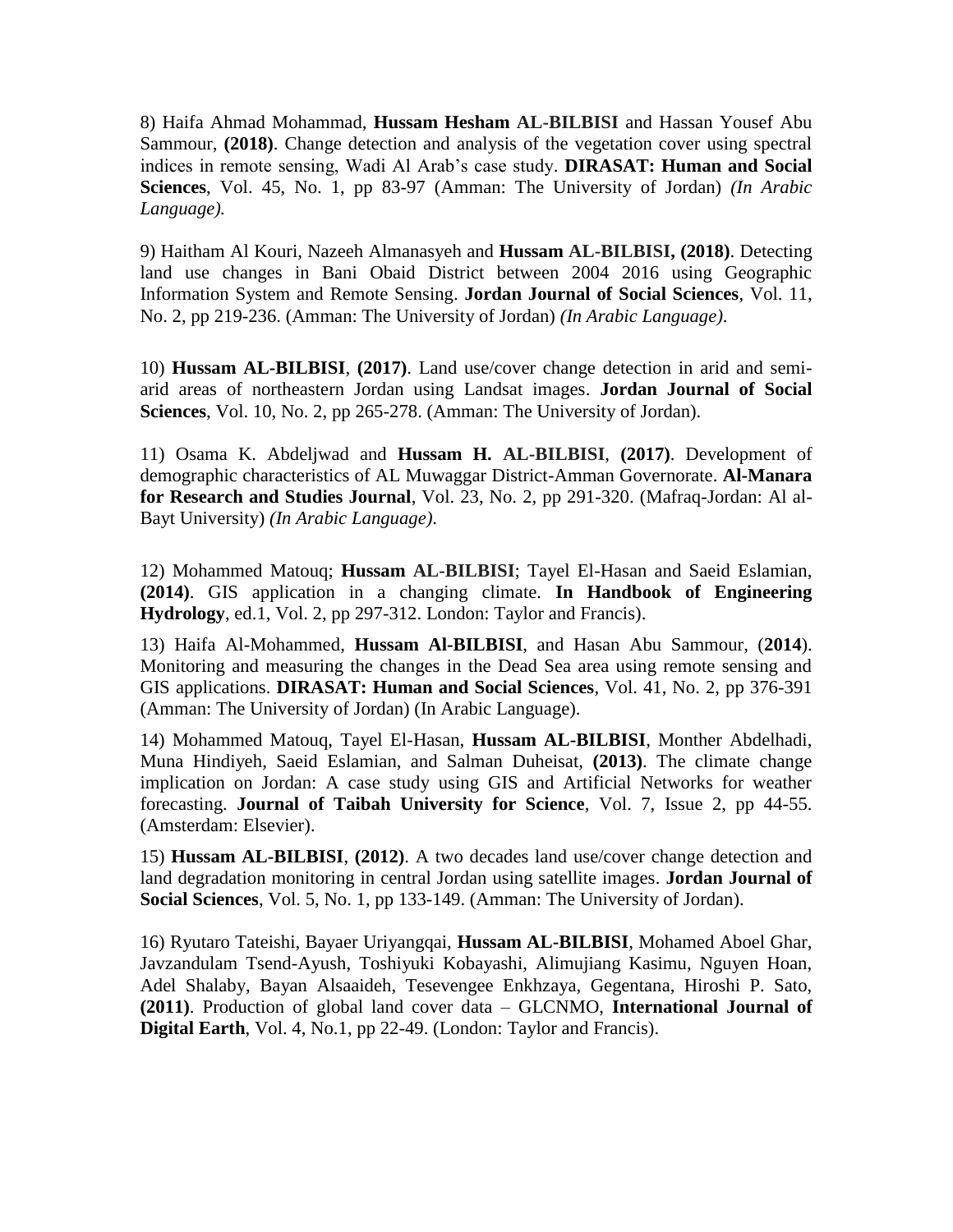8) Haifa Ahmad Mohammad, **Hussam Hesham AL-BILBISI** and Hassan Yousef Abu Sammour, **(2018)**. Change detection and analysis of the vegetation cover using spectral indices in remote sensing, Wadi Al Arab's case study. **DIRASAT: Human and Social Sciences**, Vol. 45, No. 1, pp 83-97 (Amman: The University of Jordan) *(In Arabic Language).*

9) Haitham Al Kouri, Nazeeh Almanasyeh and **Hussam AL-BILBISI, (2018)**. Detecting land use changes in Bani Obaid District between 2004 2016 using Geographic Information System and Remote Sensing. **Jordan Journal of Social Sciences**, Vol. 11, No. 2, pp 219-236. (Amman: The University of Jordan) *(In Arabic Language).*

10) **Hussam AL-BILBISI**, **(2017)**. Land use/cover change detection in arid and semi-arid areas of northeastern Jordan using Landsat images. **Jordan Journal of Social Sciences**, Vol. 10, No. 2, pp 265-278. (Amman: The University of Jordan).

11) Osama K. Abdeljwad and **Hussam H. AL-BILBISI**, **(2017)**. Development of demographic characteristics of AL Muwaggar District-Amman Governorate. **Al-Manara for Research and Studies Journal**, Vol. 23, No. 2, pp 291-320. (Mafraq-Jordan: Al al-Bayt University) *(In Arabic Language).*

12) Mohammed Matouq; **Hussam AL-BILBISI**; Tayel El-Hasan and Saeid Eslamian, **(2014)**. GIS application in a changing climate. **In Handbook of Engineering Hydrology**, ed.1, Vol. 2, pp 297-312. London: Taylor and Francis).

13) Haifa Al-Mohammed, **Hussam Al-BILBISI**, and Hasan Abu Sammour, (**2014**). Monitoring and measuring the changes in the Dead Sea area using remote sensing and GIS applications. **DIRASAT: Human and Social Sciences**, Vol. 41, No. 2, pp 376-391 (Amman: The University of Jordan) (In Arabic Language).

14) Mohammed Matouq, Tayel El-Hasan, **Hussam AL-BILBISI**, Monther Abdelhadi, Muna Hindiyeh, Saeid Eslamian, and Salman Duheisat, **(2013)**. The climate change implication on Jordan: A case study using GIS and Artificial Networks for weather forecasting. **Journal of Taibah University for Science**, Vol. 7, Issue 2, pp 44-55. (Amsterdam: Elsevier).

15) **Hussam AL-BILBISI**, **(2012)**. A two decades land use/cover change detection and land degradation monitoring in central Jordan using satellite images. **Jordan Journal of Social Sciences**, Vol. 5, No. 1, pp 133-149. (Amman: The University of Jordan).

16) Ryutaro Tateishi, Bayaer Uriyangqai, **Hussam AL-BILBISI**, Mohamed Aboel Ghar, Javzandulam Tsend-Ayush, Toshiyuki Kobayashi, Alimujiang Kasimu, Nguyen Hoan, Adel Shalaby, Bayan Alsaaideh, Tesevengee Enkhzaya, Gegentana, Hiroshi P. Sato, **(2011)**. Production of global land cover data – GLCNMO, **International Journal of Digital Earth**, Vol. 4, No.1, pp 22-49. (London: Taylor and Francis).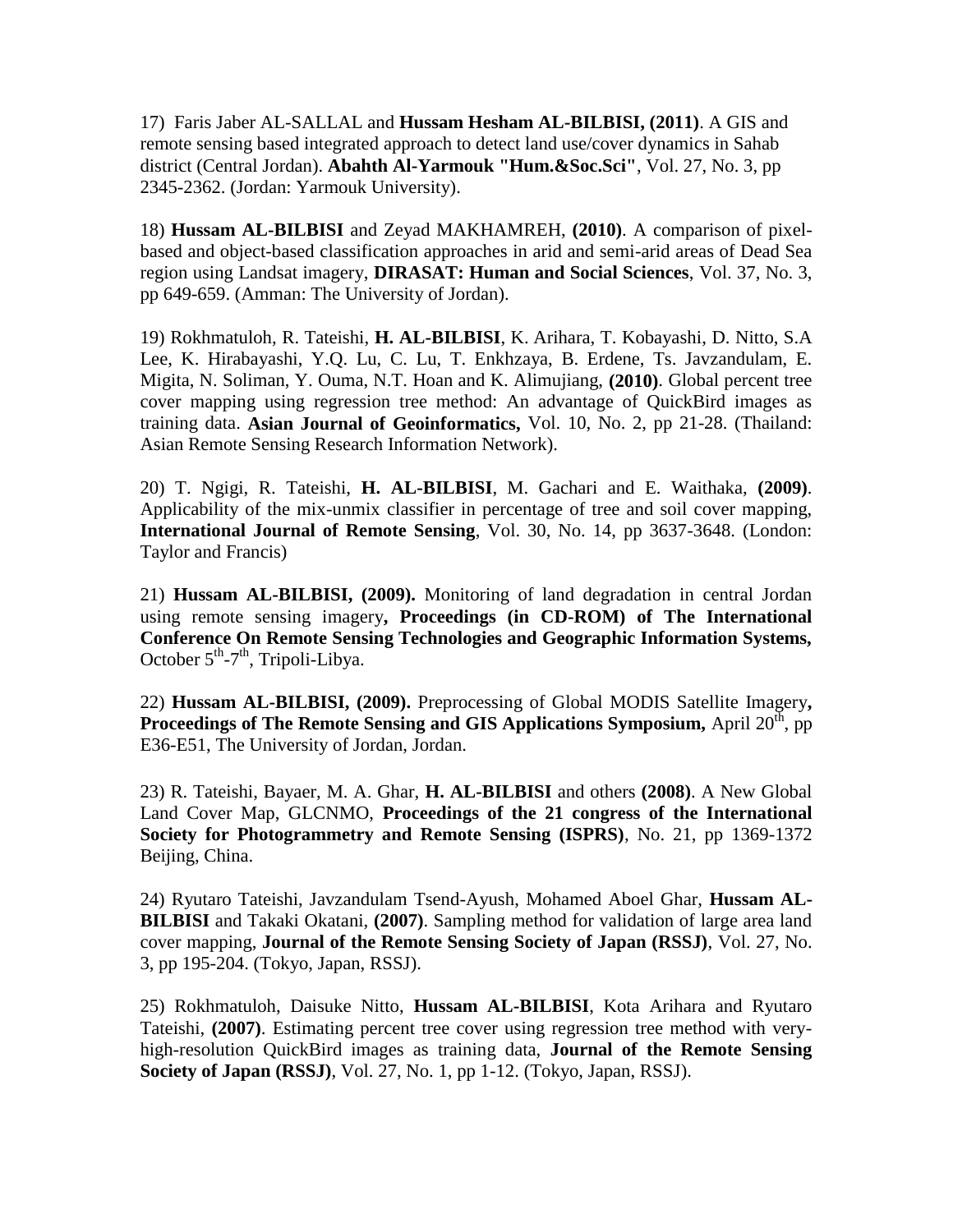17) Faris Jaber AL-SALLAL and **Hussam Hesham AL-BILBISI, (2011)**. A GIS and remote sensing based integrated approach to detect land use/cover dynamics in Sahab district (Central Jordan). **Abahth Al-Yarmouk "Hum.&Soc.Sci"**, Vol. 27, No. 3, pp 2345-2362. (Jordan: Yarmouk University).

18) **Hussam AL-BILBISI** and Zeyad MAKHAMREH, **(2010)**. A comparison of pixel-based and object-based classification approaches in arid and semi-arid areas of Dead Sea region using Landsat imagery, **DIRASAT: Human and Social Sciences**, Vol. 37, No. 3, pp 649-659. (Amman: The University of Jordan).

19) Rokhmatuloh, R. Tateishi, **H. AL-BILBISI**, K. Arihara, T. Kobayashi, D. Nitto, S.A Lee, K. Hirabayashi, Y.Q. Lu, C. Lu, T. Enkhzaya, B. Erdene, Ts. Javzandulam, E. Migita, N. Soliman, Y. Ouma, N.T. Hoan and K. Alimujiang, **(2010)**. Global percent tree cover mapping using regression tree method: An advantage of QuickBird images as training data. **Asian Journal of Geoinformatics,** Vol. 10, No. 2, pp 21-28. (Thailand: Asian Remote Sensing Research Information Network).

20) T. Ngigi, R. Tateishi, **H. AL-BILBISI**, M. Gachari and E. Waithaka, **(2009)**. Applicability of the mix-unmix classifier in percentage of tree and soil cover mapping, **International Journal of Remote Sensing**, Vol. 30, No. 14, pp 3637-3648. (London: Taylor and Francis)

21) **Hussam AL-BILBISI, (2009).** Monitoring of land degradation in central Jordan using remote sensing imagery**, Proceedings (in CD-ROM) of The International Conference On Remote Sensing Technologies and Geographic Information Systems,** October 5th-7th, Tripoli-Libya.

22) **Hussam AL-BILBISI, (2009).** Preprocessing of Global MODIS Satellite Imagery**, Proceedings of The Remote Sensing and GIS Applications Symposium,** April 20th, pp E36-E51, The University of Jordan, Jordan.

23) R. Tateishi, Bayaer, M. A. Ghar, **H. AL-BILBISI** and others **(2008)**. A New Global Land Cover Map, GLCNMO, **Proceedings of the 21 congress of the International Society for Photogrammetry and Remote Sensing (ISPRS)**, No. 21, pp 1369-1372 Beijing, China.

24) Ryutaro Tateishi, Javzandulam Tsend-Ayush, Mohamed Aboel Ghar, **Hussam AL-BILBISI** and Takaki Okatani, **(2007)**. Sampling method for validation of large area land cover mapping, **Journal of the Remote Sensing Society of Japan (RSSJ)**, Vol. 27, No. 3, pp 195-204. (Tokyo, Japan, RSSJ).

25) Rokhmatuloh, Daisuke Nitto, **Hussam AL-BILBISI**, Kota Arihara and Ryutaro Tateishi, **(2007)**. Estimating percent tree cover using regression tree method with very-high-resolution QuickBird images as training data, **Journal of the Remote Sensing Society of Japan (RSSJ)**, Vol. 27, No. 1, pp 1-12. (Tokyo, Japan, RSSJ).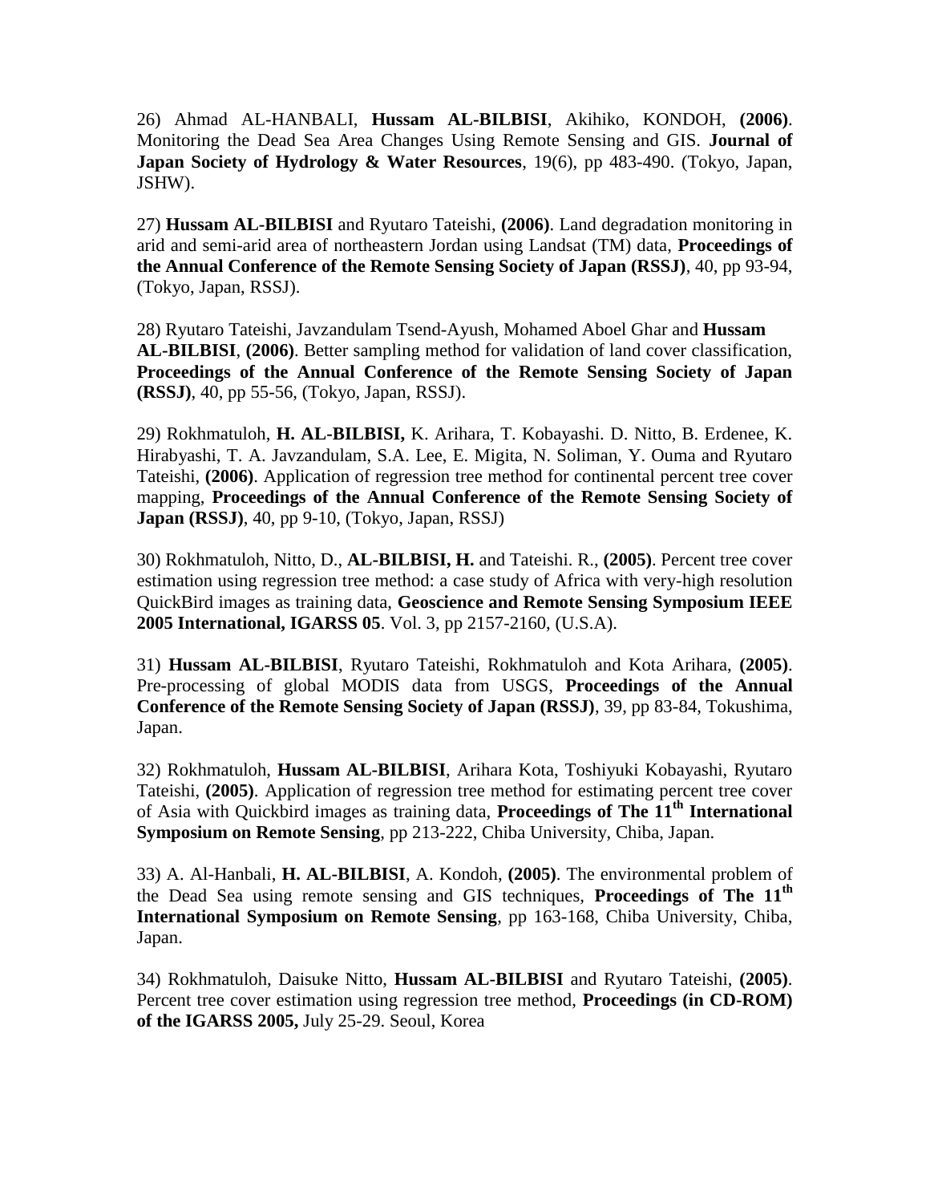26) Ahmad AL-HANBALI, **Hussam AL-BILBISI**, Akihiko, KONDOH, **(2006)**. Monitoring the Dead Sea Area Changes Using Remote Sensing and GIS. **Journal of Japan Society of Hydrology & Water Resources**, 19(6), pp 483-490. (Tokyo, Japan, JSHW).

27) **Hussam AL-BILBISI** and Ryutaro Tateishi, **(2006)**. Land degradation monitoring in arid and semi-arid area of northeastern Jordan using Landsat (TM) data, **Proceedings of the Annual Conference of the Remote Sensing Society of Japan (RSSJ)**, 40, pp 93-94, (Tokyo, Japan, RSSJ).

28) Ryutaro Tateishi, Javzandulam Tsend-Ayush, Mohamed Aboel Ghar and **Hussam AL-BILBISI**, **(2006)**. Better sampling method for validation of land cover classification, **Proceedings of the Annual Conference of the Remote Sensing Society of Japan (RSSJ)**, 40, pp 55-56, (Tokyo, Japan, RSSJ).

29) Rokhmatuloh, **H. AL-BILBISI,** K. Arihara, T. Kobayashi. D. Nitto, B. Erdenee, K. Hirabyashi, T. A. Javzandulam, S.A. Lee, E. Migita, N. Soliman, Y. Ouma and Ryutaro Tateishi, **(2006)**. Application of regression tree method for continental percent tree cover mapping, **Proceedings of the Annual Conference of the Remote Sensing Society of Japan (RSSJ)**, 40, pp 9-10, (Tokyo, Japan, RSSJ)

30) Rokhmatuloh, Nitto, D., **AL-BILBISI, H.** and Tateishi. R., **(2005)**. Percent tree cover estimation using regression tree method: a case study of Africa with very-high resolution QuickBird images as training data, **Geoscience and Remote Sensing Symposium IEEE 2005 International, IGARSS 05**. Vol. 3, pp 2157-2160, (U.S.A).

31) **Hussam AL-BILBISI**, Ryutaro Tateishi, Rokhmatuloh and Kota Arihara, **(2005)**. Pre-processing of global MODIS data from USGS, **Proceedings of the Annual Conference of the Remote Sensing Society of Japan (RSSJ)**, 39, pp 83-84, Tokushima, Japan.

32) Rokhmatuloh, **Hussam AL-BILBISI**, Arihara Kota, Toshiyuki Kobayashi, Ryutaro Tateishi, **(2005)**. Application of regression tree method for estimating percent tree cover of Asia with Quickbird images as training data, **Proceedings of The 11th International Symposium on Remote Sensing**, pp 213-222, Chiba University, Chiba, Japan.

33) A. Al-Hanbali, **H. AL-BILBISI**, A. Kondoh, **(2005)**. The environmental problem of the Dead Sea using remote sensing and GIS techniques, **Proceedings of The 11th International Symposium on Remote Sensing**, pp 163-168, Chiba University, Chiba, Japan.

34) Rokhmatuloh, Daisuke Nitto, **Hussam AL-BILBISI** and Ryutaro Tateishi, **(2005)**. Percent tree cover estimation using regression tree method, **Proceedings (in CD-ROM) of the IGARSS 2005,** July 25-29. Seoul, Korea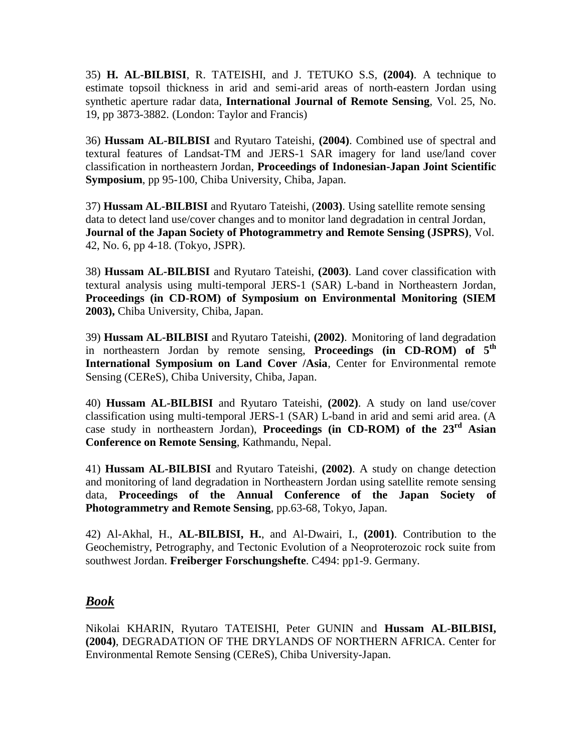35) **H. AL-BILBISI**, R. TATEISHI, and J. TETUKO S.S, **(2004)**. A technique to estimate topsoil thickness in arid and semi-arid areas of north-eastern Jordan using synthetic aperture radar data, **International Journal of Remote Sensing**, Vol. 25, No. 19, pp 3873-3882. (London: Taylor and Francis)

36) **Hussam AL-BILBISI** and Ryutaro Tateishi, **(2004)**. Combined use of spectral and textural features of Landsat-TM and JERS-1 SAR imagery for land use/land cover classification in northeastern Jordan, **Proceedings of Indonesian-Japan Joint Scientific Symposium**, pp 95-100, Chiba University, Chiba, Japan.

37) **Hussam AL-BILBISI** and Ryutaro Tateishi, (**2003)**. Using satellite remote sensing data to detect land use/cover changes and to monitor land degradation in central Jordan, **Journal of the Japan Society of Photogrammetry and Remote Sensing (JSPRS)**, Vol. 42, No. 6, pp 4-18. (Tokyo, JSPR).

38) **Hussam AL-BILBISI** and Ryutaro Tateishi, **(2003)**. Land cover classification with textural analysis using multi-temporal JERS-1 (SAR) L-band in Northeastern Jordan, **Proceedings (in CD-ROM) of Symposium on Environmental Monitoring (SIEM 2003),** Chiba University, Chiba, Japan.

39) **Hussam AL-BILBISI** and Ryutaro Tateishi, **(2002)**. Monitoring of land degradation in northeastern Jordan by remote sensing, **Proceedings (in CD-ROM) of 5th International Symposium on Land Cover /Asia**, Center for Environmental remote Sensing (CEReS), Chiba University, Chiba, Japan.

40) **Hussam AL-BILBISI** and Ryutaro Tateishi, **(2002)**. A study on land use/cover classification using multi-temporal JERS-1 (SAR) L-band in arid and semi arid area. (A case study in northeastern Jordan), **Proceedings (in CD-ROM) of the 23rd Asian Conference on Remote Sensing**, Kathmandu, Nepal.

41) **Hussam AL-BILBISI** and Ryutaro Tateishi, **(2002)**. A study on change detection and monitoring of land degradation in Northeastern Jordan using satellite remote sensing data, **Proceedings of the Annual Conference of the Japan Society of Photogrammetry and Remote Sensing**, pp.63-68, Tokyo, Japan.

42) Al-Akhal, H., **AL-BILBISI, H.**, and Al-Dwairi, I., **(2001)**. Contribution to the Geochemistry, Petrography, and Tectonic Evolution of a Neoproterozoic rock suite from southwest Jordan. **Freiberger Forschungshefte**. C494: pp1-9. Germany.

## ***Book***

Nikolai KHARIN, Ryutaro TATEISHI, Peter GUNIN and **Hussam AL-BILBISI, (2004)**, DEGRADATION OF THE DRYLANDS OF NORTHERN AFRICA. Center for Environmental Remote Sensing (CEReS), Chiba University-Japan.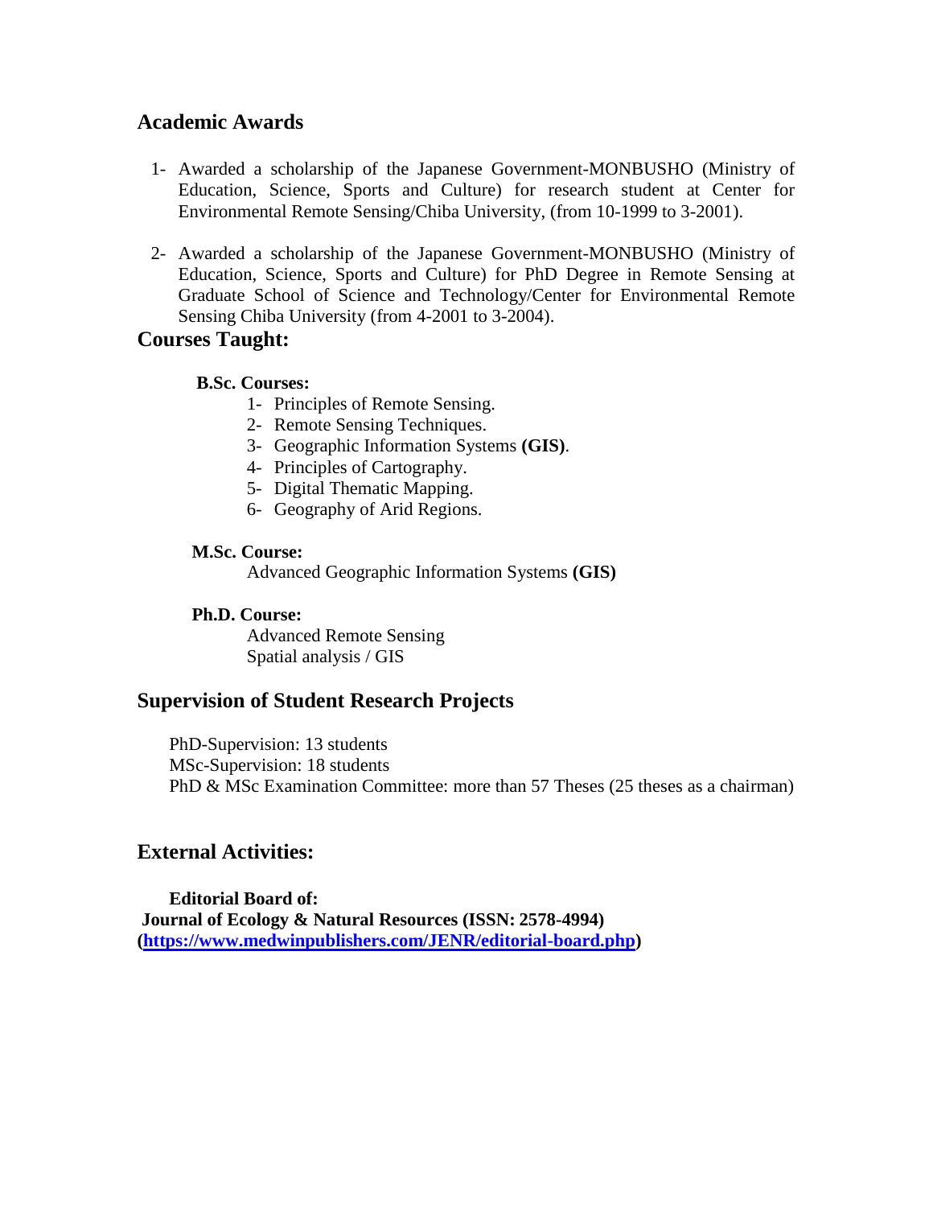## Academic Awards

1- Awarded a scholarship of the Japanese Government-MONBUSHO (Ministry of Education, Science, Sports and Culture) for research student at Center for Environmental Remote Sensing/Chiba University, (from 10-1999 to 3-2001).

2- Awarded a scholarship of the Japanese Government-MONBUSHO (Ministry of Education, Science, Sports and Culture) for PhD Degree in Remote Sensing at Graduate School of Science and Technology/Center for Environmental Remote Sensing Chiba University (from 4-2001 to 3-2004).

## Courses Taught:

**B.Sc. Courses:**

1- Principles of Remote Sensing.
2- Remote Sensing Techniques.
3- Geographic Information Systems **(GIS)**.
4- Principles of Cartography.
5- Digital Thematic Mapping.
6- Geography of Arid Regions.

**M.Sc. Course:**

Advanced Geographic Information Systems **(GIS)**

**Ph.D. Course:**

Advanced Remote Sensing
Spatial analysis / GIS

## Supervision of Student Research Projects

PhD-Supervision: 13 students
MSc-Supervision: 18 students
PhD & MSc Examination Committee: more than 57 Theses (25 theses as a chairman)

## External Activities:

**Editorial Board of:**
**Journal of Ecology & Natural Resources (ISSN: 2578-4994)**
**([https://www.medwinpublishers.com/JENR/editorial-board.php](https://www.medwinpublishers.com/JENR/editorial-board.php))**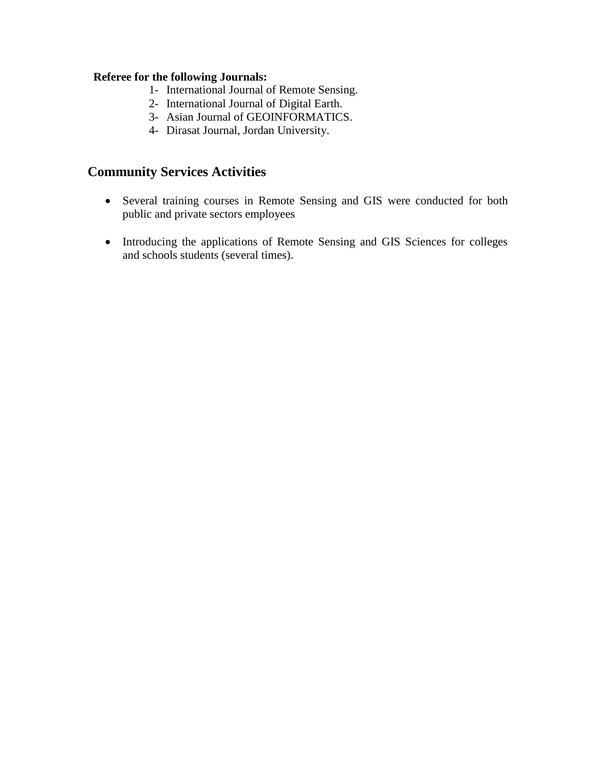**Referee for the following Journals:**

1. International Journal of Remote Sensing.
2. International Journal of Digital Earth.
3. Asian Journal of GEOINFORMATICS.
4. Dirasat Journal, Jordan University.

## Community Services Activities

- Several training courses in Remote Sensing and GIS were conducted for both public and private sectors employees

- Introducing the applications of Remote Sensing and GIS Sciences for colleges and schools students (several times).